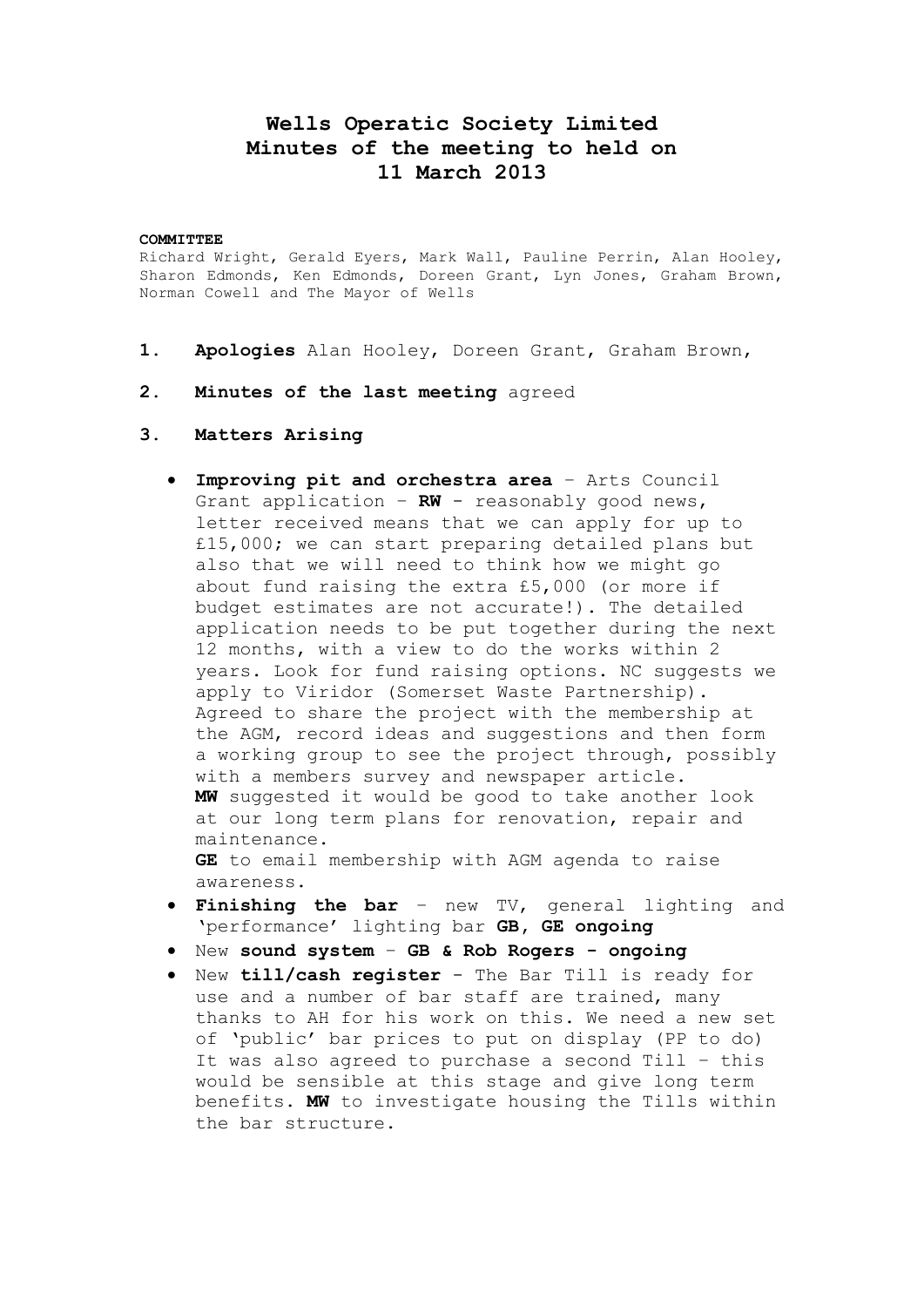# Wells Operatic Society Limited
# Minutes of the meeting to held on
# 11 March 2013

**COMMITTEE**

Richard Wright, Gerald Eyers, Mark Wall, Pauline Perrin, Alan Hooley, Sharon Edmonds, Ken Edmonds, Doreen Grant, Lyn Jones, Graham Brown, Norman Cowell and The Mayor of Wells

1. **Apologies** Alan Hooley, Doreen Grant, Graham Brown,

2. **Minutes of the last meeting** agreed

3. **Matters Arising**

   - **Improving pit and orchestra area** – Arts Council Grant application – **RW** - reasonably good news, letter received means that we can apply for up to £15,000; we can start preparing detailed plans but also that we will need to think how we might go about fund raising the extra £5,000 (or more if budget estimates are not accurate!). The detailed application needs to be put together during the next 12 months, with a view to do the works within 2 years. Look for fund raising options. NC suggests we apply to Viridor (Somerset Waste Partnership). Agreed to share the project with the membership at the AGM, record ideas and suggestions and then form a working group to see the project through, possibly with a members survey and newspaper article.
     **MW** suggested it would be good to take another look at our long term plans for renovation, repair and maintenance.
     **GE** to email membership with AGM agenda to raise awareness.
   - **Finishing the bar** – new TV, general lighting and 'performance' lighting bar **GB, GE ongoing**
   - New **sound system** – **GB & Rob Rogers - ongoing**
   - New **till/cash register** - The Bar Till is ready for use and a number of bar staff are trained, many thanks to AH for his work on this. We need a new set of 'public' bar prices to put on display (PP to do) It was also agreed to purchase a second Till – this would be sensible at this stage and give long term benefits. **MW** to investigate housing the Tills within the bar structure.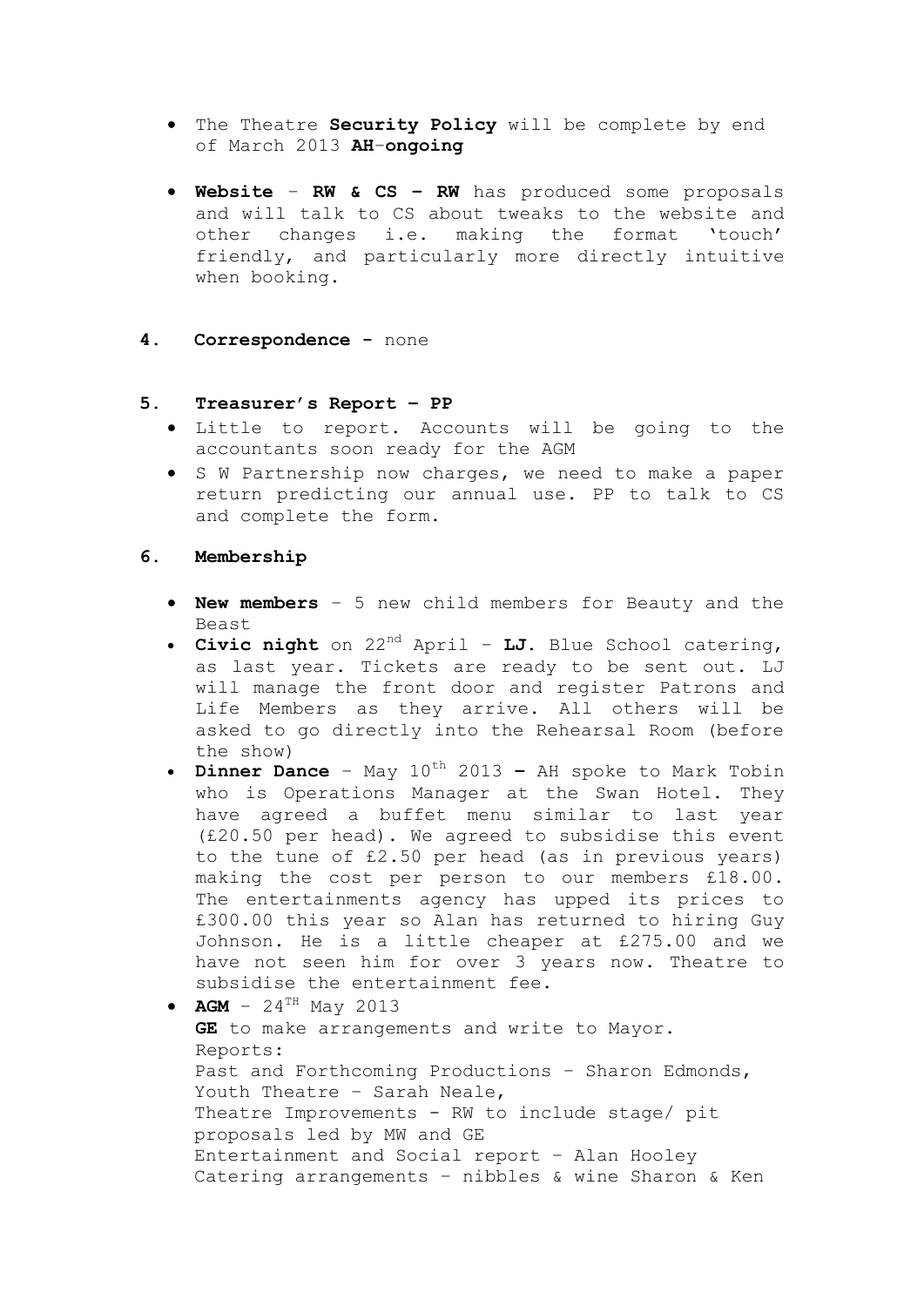- The Theatre **Security Policy** will be complete by end of March 2013 **AH**-**ongoing**

- **Website** – **RW & CS – RW** has produced some proposals and will talk to CS about tweaks to the website and other changes i.e. making the format 'touch' friendly, and particularly more directly intuitive when booking.

**4. Correspondence** - none

**5. Treasurer's Report – PP**

- Little to report. Accounts will be going to the accountants soon ready for the AGM
- S W Partnership now charges, we need to make a paper return predicting our annual use. PP to talk to CS and complete the form.

**6. Membership**

- **New members** – 5 new child members for Beauty and the Beast
- **Civic night** on 22nd April – **LJ**. Blue School catering, as last year. Tickets are ready to be sent out. LJ will manage the front door and register Patrons and Life Members as they arrive. All others will be asked to go directly into the Rehearsal Room (before the show)
- **Dinner Dance** – May 10th 2013 **–** AH spoke to Mark Tobin who is Operations Manager at the Swan Hotel. They have agreed a buffet menu similar to last year (£20.50 per head). We agreed to subsidise this event to the tune of £2.50 per head (as in previous years) making the cost per person to our members £18.00. The entertainments agency has upped its prices to £300.00 this year so Alan has returned to hiring Guy Johnson. He is a little cheaper at £275.00 and we have not seen him for over 3 years now. Theatre to subsidise the entertainment fee.
- **AGM** – 24TH May 2013
  **GE** to make arrangements and write to Mayor.
  Reports:
  Past and Forthcoming Productions – Sharon Edmonds,
  Youth Theatre – Sarah Neale,
  Theatre Improvements - RW to include stage/ pit proposals led by MW and GE
  Entertainment and Social report – Alan Hooley
  Catering arrangements – nibbles & wine Sharon & Ken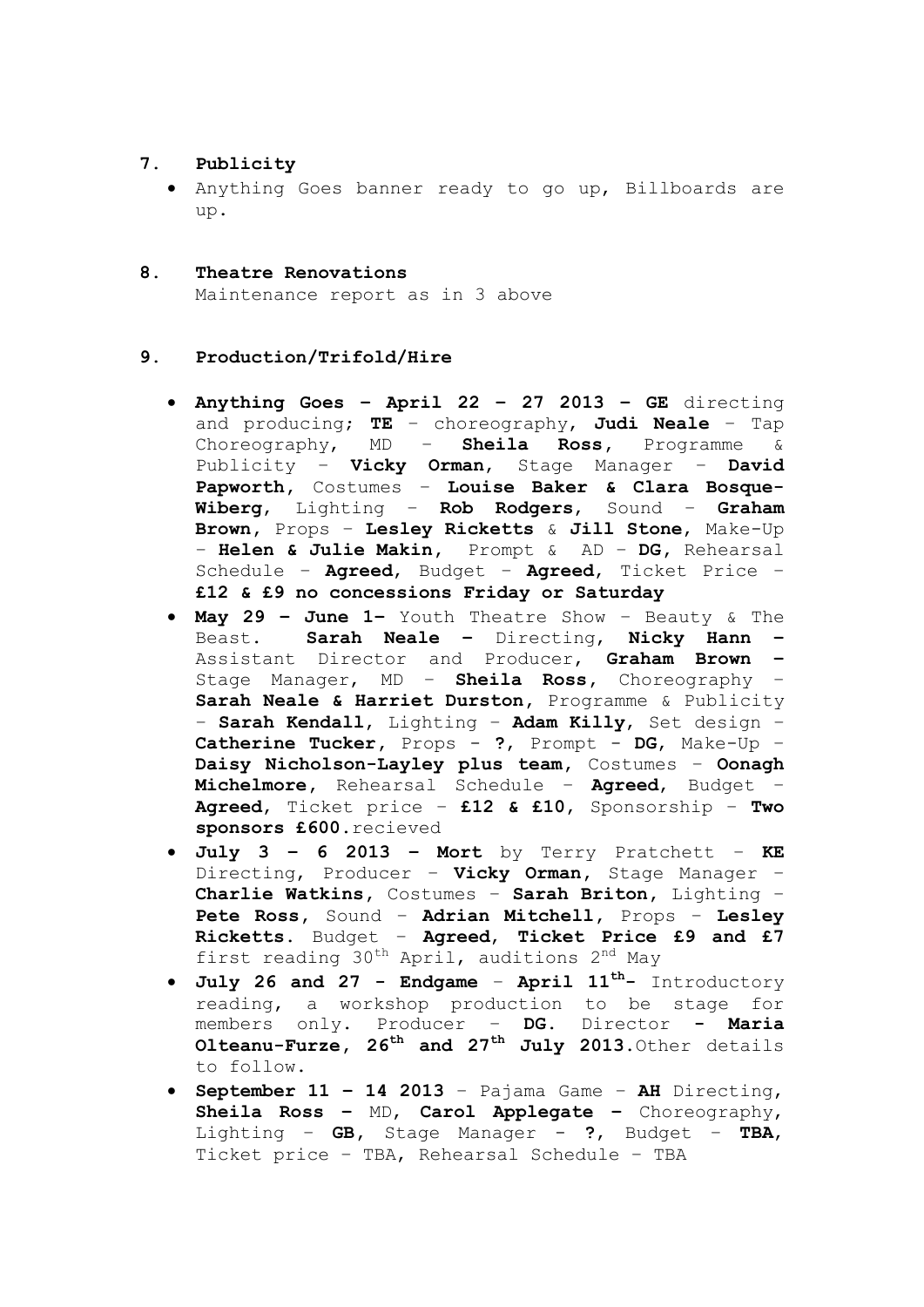**7. Publicity**

- Anything Goes banner ready to go up, Billboards are up.

**8. Theatre Renovations**

Maintenance report as in 3 above

**9. Production/Trifold/Hire**

- **Anything Goes – April 22 – 27 2013 – GE** directing and producing; **TE** – choreography, **Judi Neale** – Tap Choreography, MD – **Sheila Ross**, Programme & Publicity – **Vicky Orman**, Stage Manager – **David Papworth**, Costumes – **Louise Baker & Clara Bosque-Wiberg**, Lighting – **Rob Rodgers**, Sound – **Graham Brown**, Props – **Lesley Ricketts** & **Jill Stone**, Make-Up – **Helen & Julie Makin**, Prompt & AD – **DG**, Rehearsal Schedule – **Agreed**, Budget – **Agreed**, Ticket Price – **£12 & £9 no concessions Friday or Saturday**
- **May 29 – June 1–** Youth Theatre Show – Beauty & The Beast. **Sarah Neale –** Directing, **Nicky Hann –** Assistant Director and Producer, **Graham Brown –** Stage Manager, MD – **Sheila Ross**, Choreography – **Sarah Neale & Harriet Durston**, Programme & Publicity – **Sarah Kendall**, Lighting – **Adam Killy**, Set design – **Catherine Tucker**, Props - **?**, Prompt - **DG**, Make-Up – **Daisy Nicholson-Layley plus team**, Costumes – **Oonagh Michelmore**, Rehearsal Schedule – **Agreed**, Budget – **Agreed**, Ticket price – **£12 & £10**, Sponsorship – **Two sponsors £600.**recieved
- **July 3 – 6 2013 – Mort** by Terry Pratchett – **KE** Directing, Producer – **Vicky Orman**, Stage Manager – **Charlie Watkins**, Costumes – **Sarah Briton**, Lighting – **Pete Ross**, Sound – **Adrian Mitchell**, Props – **Lesley Ricketts**. Budget – **Agreed**, **Ticket Price £9 and £7** first reading 30th April, auditions 2nd May
- **July 26 and 27 - Endgame** – **April 11th-** Introductory reading, a workshop production to be stage for members only. Producer – **DG**. Director **- Maria Olteanu-Furze**, **26th and 27th July 2013**.Other details to follow.
- **September 11 – 14 2013** – Pajama Game – **AH** Directing, **Sheila Ross –** MD, **Carol Applegate –** Choreography, Lighting – **GB**, Stage Manager - **?**, Budget – **TBA**, Ticket price – TBA, Rehearsal Schedule – TBA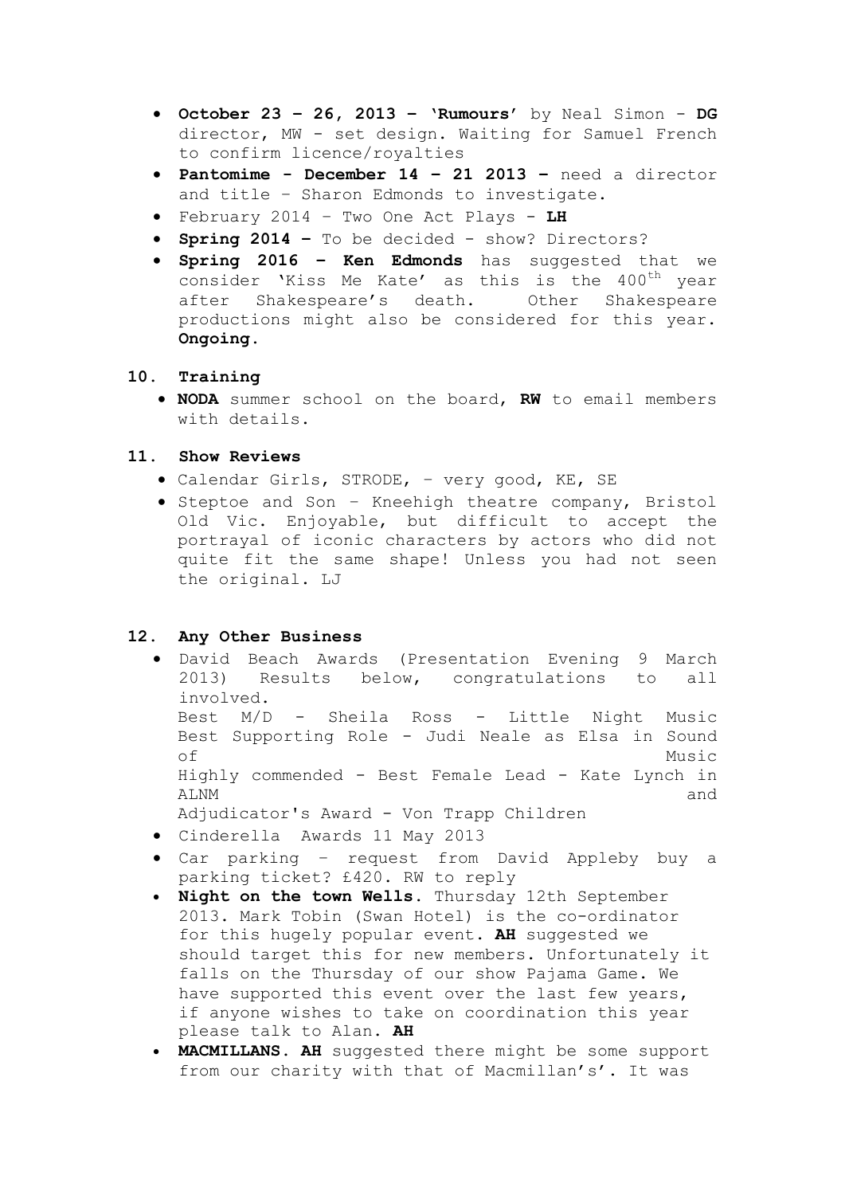- **October 23 – 26, 2013 – 'Rumours'** by Neal Simon - **DG** director, MW - set design. Waiting for Samuel French to confirm licence/royalties
- **Pantomime - December 14 – 21 2013 –** need a director and title – Sharon Edmonds to investigate.
- February 2014 – Two One Act Plays - **LH**
- **Spring 2014 –** To be decided - show? Directors?
- **Spring 2016 – Ken Edmonds** has suggested that we consider 'Kiss Me Kate' as this is the 400th year after Shakespeare's death. Other Shakespeare productions might also be considered for this year. **Ongoing.**

## 10. Training

- **NODA** summer school on the board, **RW** to email members with details.

## 11. Show Reviews

- Calendar Girls, STRODE, – very good, KE, SE
- Steptoe and Son – Kneehigh theatre company, Bristol Old Vic. Enjoyable, but difficult to accept the portrayal of iconic characters by actors who did not quite fit the same shape! Unless you had not seen the original. LJ

## 12. Any Other Business

- David Beach Awards (Presentation Evening 9 March 2013) Results below, congratulations to all involved.
  Best M/D - Sheila Ross - Little Night Music
  Best Supporting Role - Judi Neale as Elsa in Sound of Music
  Highly commended - Best Female Lead - Kate Lynch in ALNM and
  Adjudicator's Award - Von Trapp Children
- Cinderella Awards 11 May 2013
- Car parking – request from David Appleby buy a parking ticket? £420. RW to reply
- **Night on the town Wells.** Thursday 12th September 2013. Mark Tobin (Swan Hotel) is the co-ordinator for this hugely popular event. **AH** suggested we should target this for new members. Unfortunately it falls on the Thursday of our show Pajama Game. We have supported this event over the last few years, if anyone wishes to take on coordination this year please talk to Alan. **AH**
- **MACMILLANS. AH** suggested there might be some support from our charity with that of Macmillan's'. It was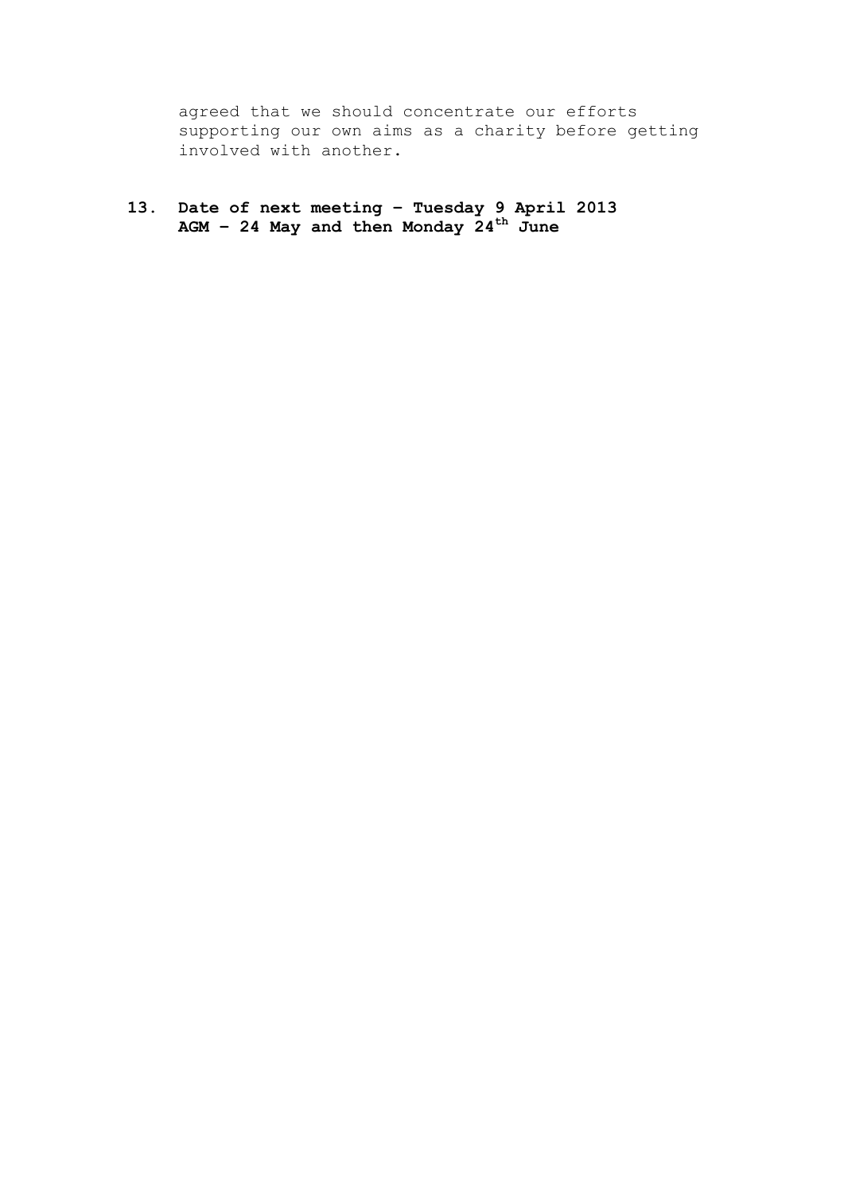agreed that we should concentrate our efforts supporting our own aims as a charity before getting involved with another.

**13. Date of next meeting – Tuesday 9 April 2013**
**AGM – 24 May and then Monday 24th June**